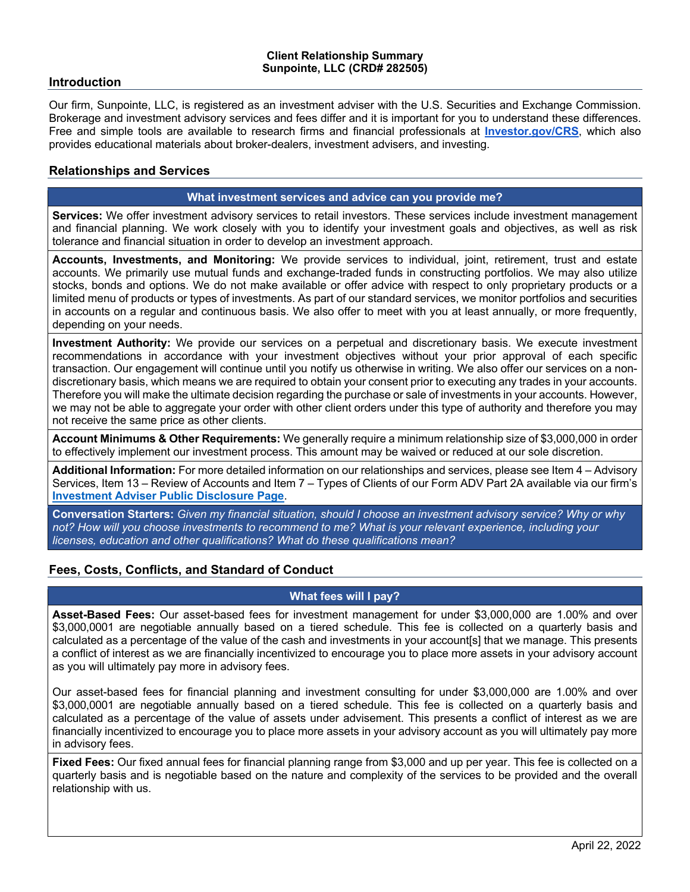**Client Relationship Summary**
**Sunpointe, LLC (CRD# 282505)**

## Introduction

Our firm, Sunpointe, LLC, is registered as an investment adviser with the U.S. Securities and Exchange Commission. Brokerage and investment advisory services and fees differ and it is important for you to understand these differences. Free and simple tools are available to research firms and financial professionals at **Investor.gov/CRS**, which also provides educational materials about broker-dealers, investment advisers, and investing.

## Relationships and Services

### What investment services and advice can you provide me?

**Services:** We offer investment advisory services to retail investors. These services include investment management and financial planning. We work closely with you to identify your investment goals and objectives, as well as risk tolerance and financial situation in order to develop an investment approach.

**Accounts, Investments, and Monitoring:** We provide services to individual, joint, retirement, trust and estate accounts. We primarily use mutual funds and exchange-traded funds in constructing portfolios. We may also utilize stocks, bonds and options. We do not make available or offer advice with respect to only proprietary products or a limited menu of products or types of investments. As part of our standard services, we monitor portfolios and securities in accounts on a regular and continuous basis. We also offer to meet with you at least annually, or more frequently, depending on your needs.

**Investment Authority:** We provide our services on a perpetual and discretionary basis. We execute investment recommendations in accordance with your investment objectives without your prior approval of each specific transaction. Our engagement will continue until you notify us otherwise in writing. We also offer our services on a non-discretionary basis, which means we are required to obtain your consent prior to executing any trades in your accounts. Therefore you will make the ultimate decision regarding the purchase or sale of investments in your accounts. However, we may not be able to aggregate your order with other client orders under this type of authority and therefore you may not receive the same price as other clients.

**Account Minimums & Other Requirements:** We generally require a minimum relationship size of $3,000,000 in order to effectively implement our investment process. This amount may be waived or reduced at our sole discretion.

**Additional Information:** For more detailed information on our relationships and services, please see Item 4 – Advisory Services, Item 13 – Review of Accounts and Item 7 – Types of Clients of our Form ADV Part 2A available via our firm's **Investment Adviser Public Disclosure Page**.

**Conversation Starters:** *Given my financial situation, should I choose an investment advisory service? Why or why not? How will you choose investments to recommend to me? What is your relevant experience, including your licenses, education and other qualifications? What do these qualifications mean?*

## Fees, Costs, Conflicts, and Standard of Conduct

### What fees will I pay?

**Asset-Based Fees:** Our asset-based fees for investment management for under $3,000,000 are 1.00% and over $3,000,0001 are negotiable annually based on a tiered schedule. This fee is collected on a quarterly basis and calculated as a percentage of the value of the cash and investments in your account[s] that we manage. This presents a conflict of interest as we are financially incentivized to encourage you to place more assets in your advisory account as you will ultimately pay more in advisory fees.

Our asset-based fees for financial planning and investment consulting for under $3,000,000 are 1.00% and over $3,000,0001 are negotiable annually based on a tiered schedule. This fee is collected on a quarterly basis and calculated as a percentage of the value of assets under advisement. This presents a conflict of interest as we are financially incentivized to encourage you to place more assets in your advisory account as you will ultimately pay more in advisory fees.

**Fixed Fees:** Our fixed annual fees for financial planning range from $3,000 and up per year. This fee is collected on a quarterly basis and is negotiable based on the nature and complexity of the services to be provided and the overall relationship with us.

April 22, 2022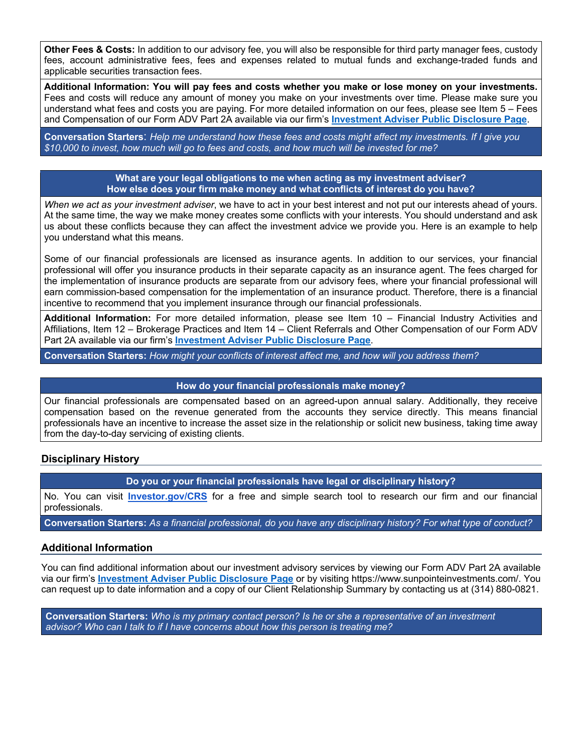**Other Fees & Costs:** In addition to our advisory fee, you will also be responsible for third party manager fees, custody fees, account administrative fees, fees and expenses related to mutual funds and exchange-traded funds and applicable securities transaction fees.

**Additional Information: You will pay fees and costs whether you make or lose money on your investments.** Fees and costs will reduce any amount of money you make on your investments over time. Please make sure you understand what fees and costs you are paying. For more detailed information on our fees, please see Item 5 – Fees and Compensation of our Form ADV Part 2A available via our firm's **Investment Adviser Public Disclosure Page**.

**Conversation Starters**: *Help me understand how these fees and costs might affect my investments. If I give you $10,000 to invest, how much will go to fees and costs, and how much will be invested for me?*

**What are your legal obligations to me when acting as my investment adviser?**
**How else does your firm make money and what conflicts of interest do you have?**

*When we act as your investment adviser*, we have to act in your best interest and not put our interests ahead of yours. At the same time, the way we make money creates some conflicts with your interests. You should understand and ask us about these conflicts because they can affect the investment advice we provide you. Here is an example to help you understand what this means.

Some of our financial professionals are licensed as insurance agents. In addition to our services, your financial professional will offer you insurance products in their separate capacity as an insurance agent. The fees charged for the implementation of insurance products are separate from our advisory fees, where your financial professional will earn commission-based compensation for the implementation of an insurance product. Therefore, there is a financial incentive to recommend that you implement insurance through our financial professionals.

**Additional Information:** For more detailed information, please see Item 10 – Financial Industry Activities and Affiliations, Item 12 – Brokerage Practices and Item 14 – Client Referrals and Other Compensation of our Form ADV Part 2A available via our firm's **Investment Adviser Public Disclosure Page**.

**Conversation Starters:** *How might your conflicts of interest affect me, and how will you address them?*

**How do your financial professionals make money?**

Our financial professionals are compensated based on an agreed-upon annual salary. Additionally, they receive compensation based on the revenue generated from the accounts they service directly. This means financial professionals have an incentive to increase the asset size in the relationship or solicit new business, taking time away from the day-to-day servicing of existing clients.

## Disciplinary History

**Do you or your financial professionals have legal or disciplinary history?**

No. You can visit **Investor.gov/CRS** for a free and simple search tool to research our firm and our financial professionals.

**Conversation Starters:** *As a financial professional, do you have any disciplinary history? For what type of conduct?*

## Additional Information

You can find additional information about our investment advisory services by viewing our Form ADV Part 2A available via our firm's **Investment Adviser Public Disclosure Page** or by visiting https://www.sunpointeinvestments.com/. You can request up to date information and a copy of our Client Relationship Summary by contacting us at (314) 880-0821.

**Conversation Starters:** *Who is my primary contact person? Is he or she a representative of an investment advisor? Who can I talk to if I have concerns about how this person is treating me?*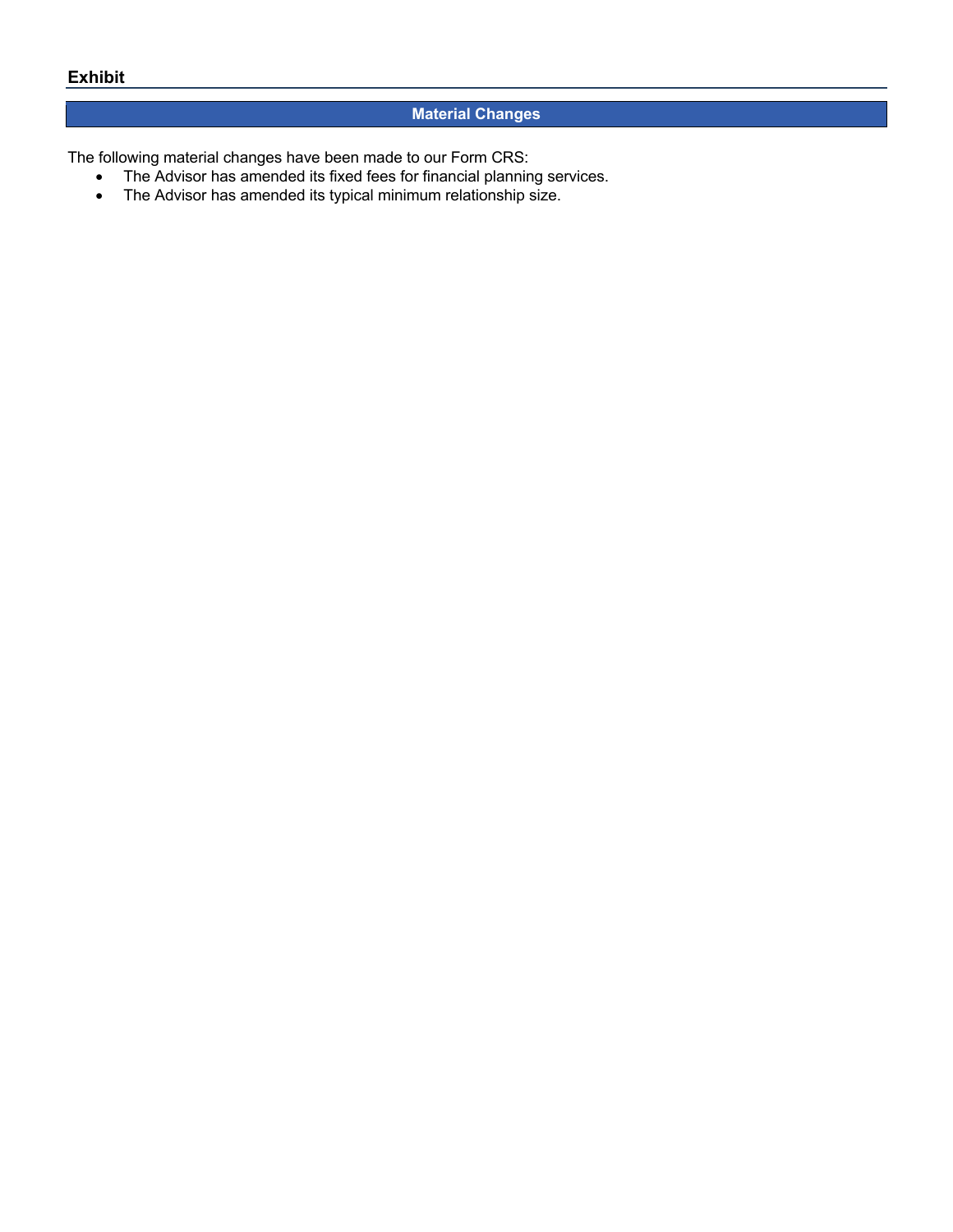## Exhibit

### Material Changes

The following material changes have been made to our Form CRS:

- The Advisor has amended its fixed fees for financial planning services.
- The Advisor has amended its typical minimum relationship size.